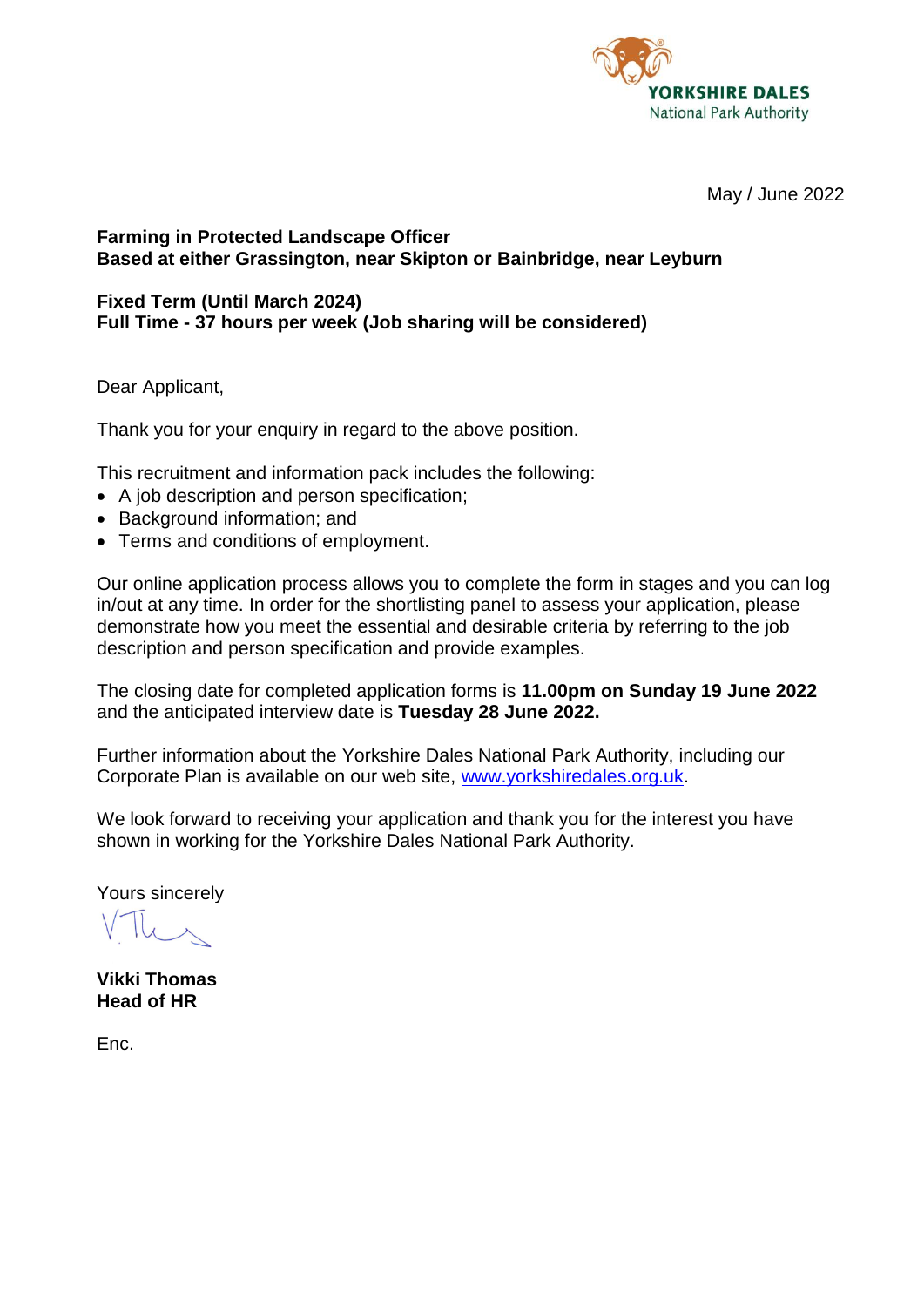YORKSHIRE DALES
National Park Authority

May / June 2022

**Farming in Protected Landscape Officer**
**Based at either Grassington, near Skipton or Bainbridge, near Leyburn**

**Fixed Term (Until March 2024)**
**Full Time - 37 hours per week (Job sharing will be considered)**

Dear Applicant,

Thank you for your enquiry in regard to the above position.

This recruitment and information pack includes the following:

- A job description and person specification;
- Background information; and
- Terms and conditions of employment.

Our online application process allows you to complete the form in stages and you can log in/out at any time. In order for the shortlisting panel to assess your application, please demonstrate how you meet the essential and desirable criteria by referring to the job description and person specification and provide examples.

The closing date for completed application forms is **11.00pm on Sunday 19 June 2022** and the anticipated interview date is **Tuesday 28 June 2022.**

Further information about the Yorkshire Dales National Park Authority, including our Corporate Plan is available on our web site, [www.yorkshiredales.org.uk](http://www.yorkshiredales.org.uk).

We look forward to receiving your application and thank you for the interest you have shown in working for the Yorkshire Dales National Park Authority.

Yours sincerely

**Vikki Thomas**
**Head of HR**

Enc.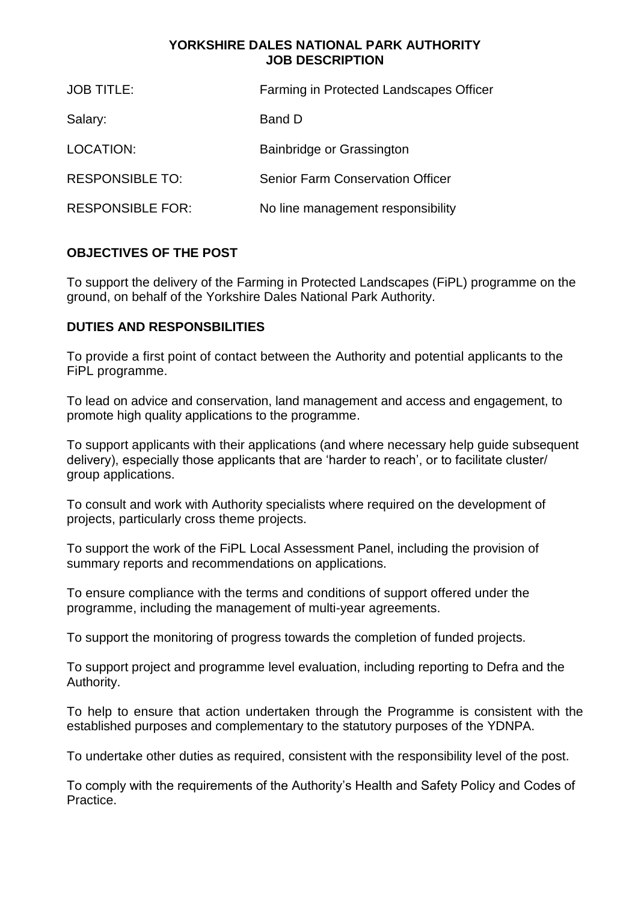# YORKSHIRE DALES NATIONAL PARK AUTHORITY
# JOB DESCRIPTION

| | |
|---|---|
| JOB TITLE: | Farming in Protected Landscapes Officer |
| Salary: | Band D |
| LOCATION: | Bainbridge or Grassington |
| RESPONSIBLE TO: | Senior Farm Conservation Officer |
| RESPONSIBLE FOR: | No line management responsibility |

## OBJECTIVES OF THE POST

To support the delivery of the Farming in Protected Landscapes (FiPL) programme on the ground, on behalf of the Yorkshire Dales National Park Authority.

## DUTIES AND RESPONSBILITIES

To provide a first point of contact between the Authority and potential applicants to the FiPL programme.

To lead on advice and conservation, land management and access and engagement, to promote high quality applications to the programme.

To support applicants with their applications (and where necessary help guide subsequent delivery), especially those applicants that are 'harder to reach', or to facilitate cluster/ group applications.

To consult and work with Authority specialists where required on the development of projects, particularly cross theme projects.

To support the work of the FiPL Local Assessment Panel, including the provision of summary reports and recommendations on applications.

To ensure compliance with the terms and conditions of support offered under the programme, including the management of multi-year agreements.

To support the monitoring of progress towards the completion of funded projects.

To support project and programme level evaluation, including reporting to Defra and the Authority.

To help to ensure that action undertaken through the Programme is consistent with the established purposes and complementary to the statutory purposes of the YDNPA.

To undertake other duties as required, consistent with the responsibility level of the post.

To comply with the requirements of the Authority's Health and Safety Policy and Codes of Practice.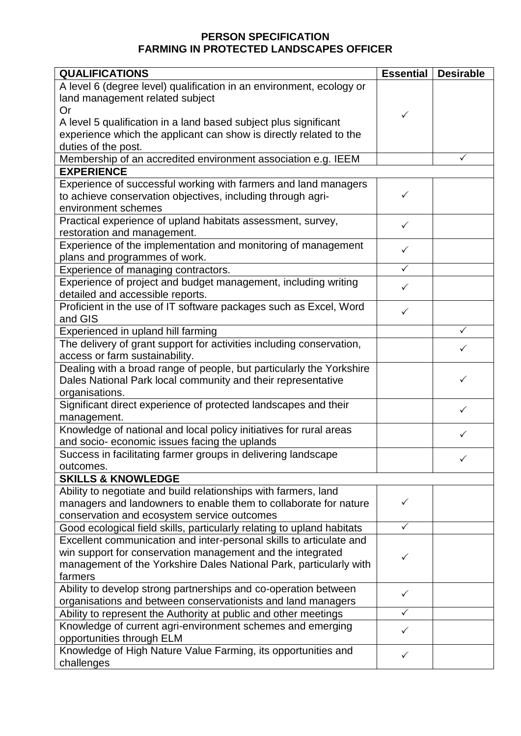# PERSON SPECIFICATION
# FARMING IN PROTECTED LANDSCAPES OFFICER

| QUALIFICATIONS | Essential | Desirable |
|---|---|---|
| A level 6 (degree level) qualification in an environment, ecology or land management related subject<br>Or<br>A level 5 qualification in a land based subject plus significant experience which the applicant can show is directly related to the duties of the post. | ✓ | |
| Membership of an accredited environment association e.g. IEEM | | ✓ |
| **EXPERIENCE** | | |
| Experience of successful working with farmers and land managers to achieve conservation objectives, including through agri-environment schemes | ✓ | |
| Practical experience of upland habitats assessment, survey, restoration and management. | ✓ | |
| Experience of the implementation and monitoring of management plans and programmes of work. | ✓ | |
| Experience of managing contractors. | ✓ | |
| Experience of project and budget management, including writing detailed and accessible reports. | ✓ | |
| Proficient in the use of IT software packages such as Excel, Word and GIS | ✓ | |
| Experienced in upland hill farming | | ✓ |
| The delivery of grant support for activities including conservation, access or farm sustainability. | | ✓ |
| Dealing with a broad range of people, but particularly the Yorkshire Dales National Park local community and their representative organisations. | | ✓ |
| Significant direct experience of protected landscapes and their management. | | ✓ |
| Knowledge of national and local policy initiatives for rural areas and socio- economic issues facing the uplands | | ✓ |
| Success in facilitating farmer groups in delivering landscape outcomes. | | ✓ |
| **SKILLS & KNOWLEDGE** | | |
| Ability to negotiate and build relationships with farmers, land managers and landowners to enable them to collaborate for nature conservation and ecosystem service outcomes | ✓ | |
| Good ecological field skills, particularly relating to upland habitats | ✓ | |
| Excellent communication and inter-personal skills to articulate and win support for conservation management and the integrated management of the Yorkshire Dales National Park, particularly with farmers | ✓ | |
| Ability to develop strong partnerships and co-operation between organisations and between conservationists and land managers | ✓ | |
| Ability to represent the Authority at public and other meetings | ✓ | |
| Knowledge of current agri-environment schemes and emerging opportunities through ELM | ✓ | |
| Knowledge of High Nature Value Farming, its opportunities and challenges | ✓ | |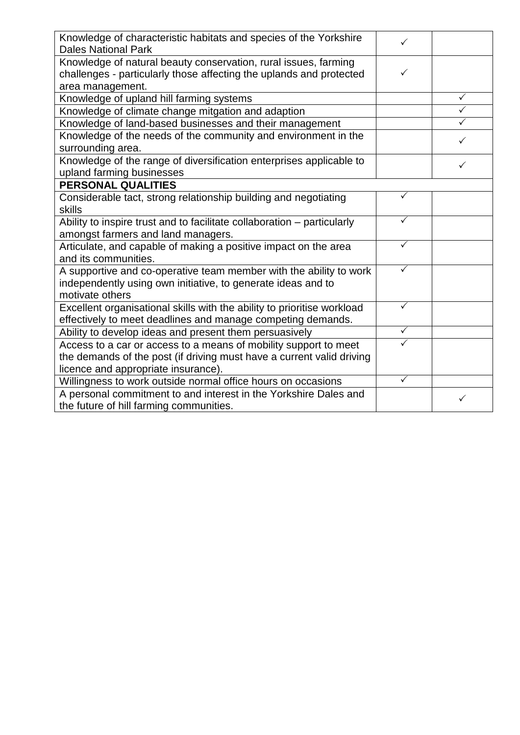| | | |
|---|---|---|
| Knowledge of characteristic habitats and species of the Yorkshire Dales National Park | ✓ | |
| Knowledge of natural beauty conservation, rural issues, farming challenges - particularly those affecting the uplands and protected area management. | ✓ | |
| Knowledge of upland hill farming systems | | ✓ |
| Knowledge of climate change mitgation and adaption | | ✓ |
| Knowledge of land-based businesses and their management | | ✓ |
| Knowledge of the needs of the community and environment in the surrounding area. | | ✓ |
| Knowledge of the range of diversification enterprises applicable to upland farming businesses | | ✓ |
| **PERSONAL QUALITIES** | | |
| Considerable tact, strong relationship building and negotiating skills | ✓ | |
| Ability to inspire trust and to facilitate collaboration – particularly amongst farmers and land managers. | ✓ | |
| Articulate, and capable of making a positive impact on the area and its communities. | ✓ | |
| A supportive and co-operative team member with the ability to work independently using own initiative, to generate ideas and to motivate others | ✓ | |
| Excellent organisational skills with the ability to prioritise workload effectively to meet deadlines and manage competing demands. | ✓ | |
| Ability to develop ideas and present them persuasively | ✓ | |
| Access to a car or access to a means of mobility support to meet the demands of the post (if driving must have a current valid driving licence and appropriate insurance). | ✓ | |
| Willingness to work outside normal office hours on occasions | ✓ | |
| A personal commitment to and interest in the Yorkshire Dales and the future of hill farming communities. | | ✓ |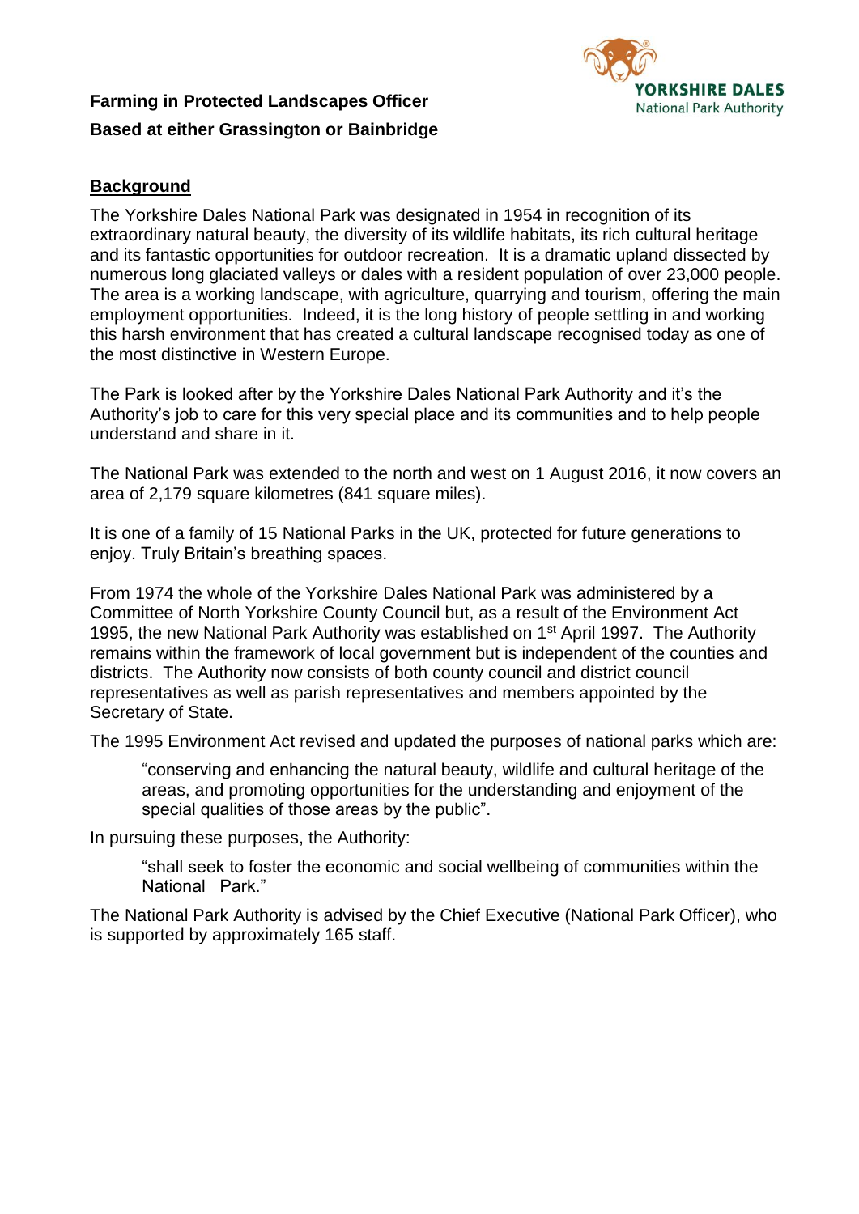**Farming in Protected Landscapes Officer**

**Based at either Grassington or Bainbridge**

## Background

The Yorkshire Dales National Park was designated in 1954 in recognition of its extraordinary natural beauty, the diversity of its wildlife habitats, its rich cultural heritage and its fantastic opportunities for outdoor recreation. It is a dramatic upland dissected by numerous long glaciated valleys or dales with a resident population of over 23,000 people. The area is a working landscape, with agriculture, quarrying and tourism, offering the main employment opportunities. Indeed, it is the long history of people settling in and working this harsh environment that has created a cultural landscape recognised today as one of the most distinctive in Western Europe.

The Park is looked after by the Yorkshire Dales National Park Authority and it's the Authority's job to care for this very special place and its communities and to help people understand and share in it.

The National Park was extended to the north and west on 1 August 2016, it now covers an area of 2,179 square kilometres (841 square miles).

It is one of a family of 15 National Parks in the UK, protected for future generations to enjoy. Truly Britain's breathing spaces.

From 1974 the whole of the Yorkshire Dales National Park was administered by a Committee of North Yorkshire County Council but, as a result of the Environment Act 1995, the new National Park Authority was established on 1st April 1997. The Authority remains within the framework of local government but is independent of the counties and districts. The Authority now consists of both county council and district council representatives as well as parish representatives and members appointed by the Secretary of State.

The 1995 Environment Act revised and updated the purposes of national parks which are:

> "conserving and enhancing the natural beauty, wildlife and cultural heritage of the areas, and promoting opportunities for the understanding and enjoyment of the special qualities of those areas by the public".

In pursuing these purposes, the Authority:

> "shall seek to foster the economic and social wellbeing of communities within the National Park."

The National Park Authority is advised by the Chief Executive (National Park Officer), who is supported by approximately 165 staff.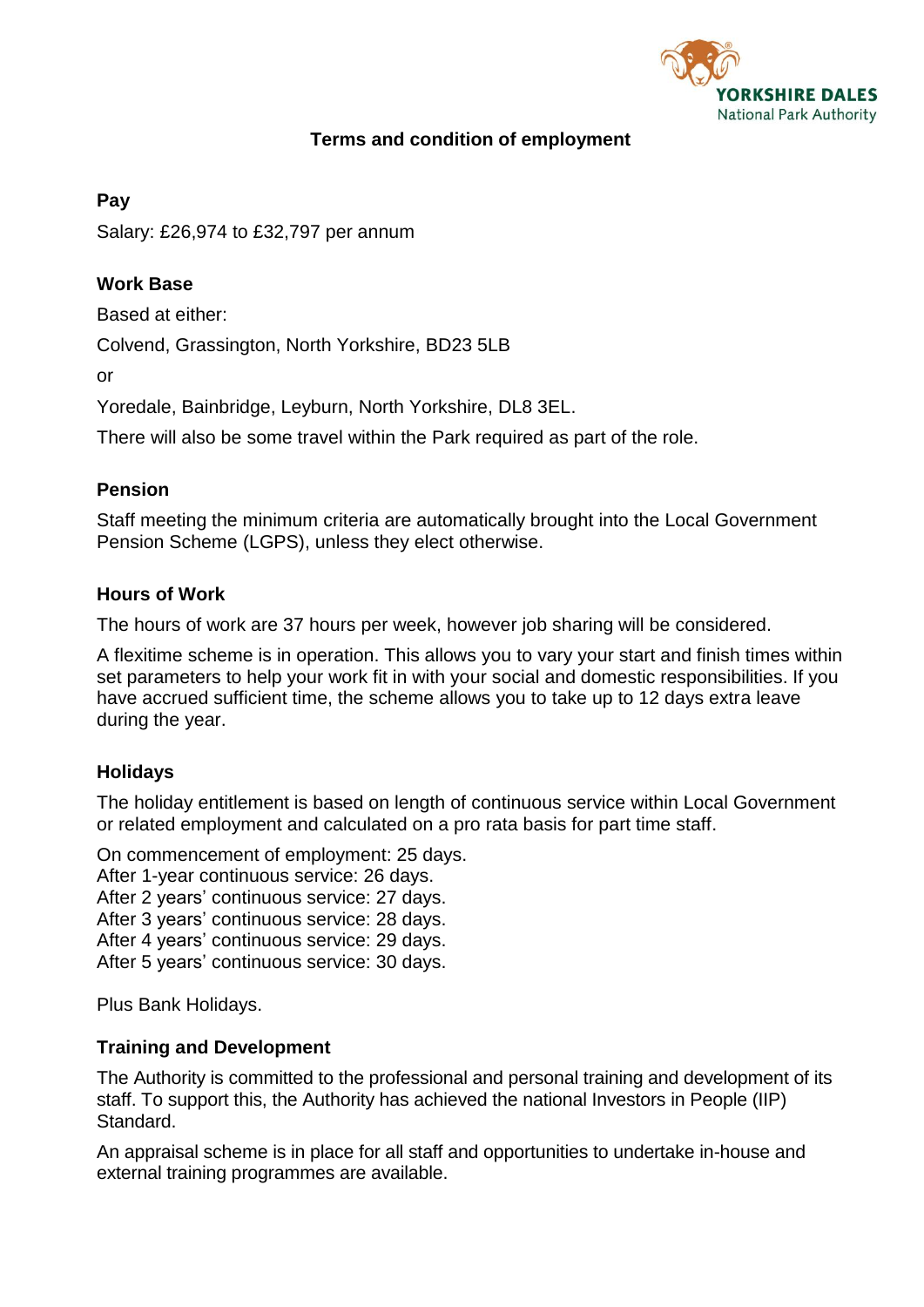# Terms and condition of employment

## Pay

Salary: £26,974 to £32,797 per annum

## Work Base

Based at either:

Colvend, Grassington, North Yorkshire, BD23 5LB

or

Yoredale, Bainbridge, Leyburn, North Yorkshire, DL8 3EL.

There will also be some travel within the Park required as part of the role.

## Pension

Staff meeting the minimum criteria are automatically brought into the Local Government Pension Scheme (LGPS), unless they elect otherwise.

## Hours of Work

The hours of work are 37 hours per week, however job sharing will be considered.

A flexitime scheme is in operation. This allows you to vary your start and finish times within set parameters to help your work fit in with your social and domestic responsibilities. If you have accrued sufficient time, the scheme allows you to take up to 12 days extra leave during the year.

## Holidays

The holiday entitlement is based on length of continuous service within Local Government or related employment and calculated on a pro rata basis for part time staff.

On commencement of employment: 25 days.
After 1-year continuous service: 26 days.
After 2 years' continuous service: 27 days.
After 3 years' continuous service: 28 days.
After 4 years' continuous service: 29 days.
After 5 years' continuous service: 30 days.

Plus Bank Holidays.

## Training and Development

The Authority is committed to the professional and personal training and development of its staff. To support this, the Authority has achieved the national Investors in People (IIP) Standard.

An appraisal scheme is in place for all staff and opportunities to undertake in-house and external training programmes are available.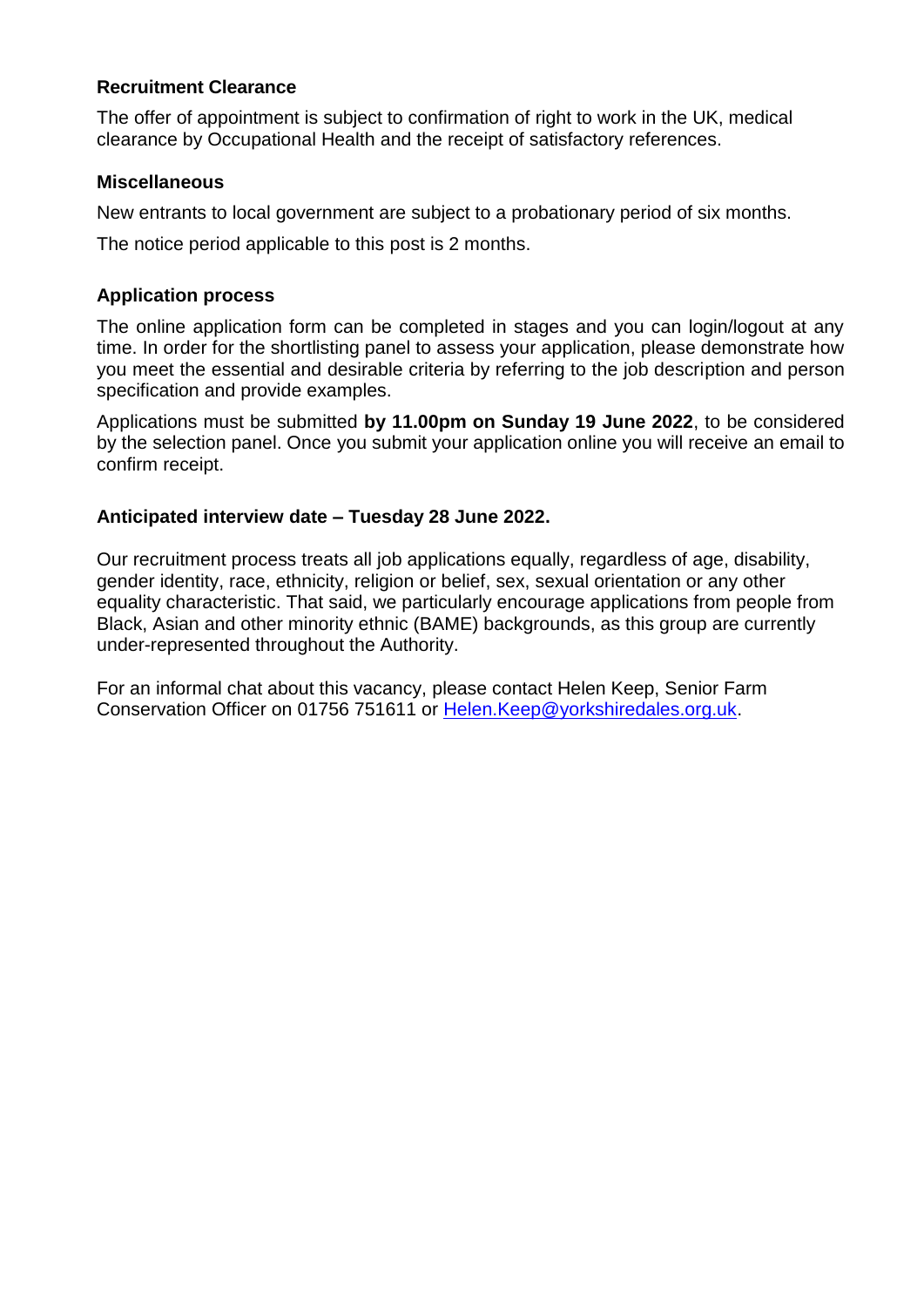### Recruitment Clearance

The offer of appointment is subject to confirmation of right to work in the UK, medical clearance by Occupational Health and the receipt of satisfactory references.

### Miscellaneous

New entrants to local government are subject to a probationary period of six months.

The notice period applicable to this post is 2 months.

### Application process

The online application form can be completed in stages and you can login/logout at any time. In order for the shortlisting panel to assess your application, please demonstrate how you meet the essential and desirable criteria by referring to the job description and person specification and provide examples.

Applications must be submitted **by 11.00pm on Sunday 19 June 2022**, to be considered by the selection panel. Once you submit your application online you will receive an email to confirm receipt.

### Anticipated interview date – Tuesday 28 June 2022.

Our recruitment process treats all job applications equally, regardless of age, disability, gender identity, race, ethnicity, religion or belief, sex, sexual orientation or any other equality characteristic. That said, we particularly encourage applications from people from Black, Asian and other minority ethnic (BAME) backgrounds, as this group are currently under-represented throughout the Authority.

For an informal chat about this vacancy, please contact Helen Keep, Senior Farm Conservation Officer on 01756 751611 or Helen.Keep@yorkshiredales.org.uk.